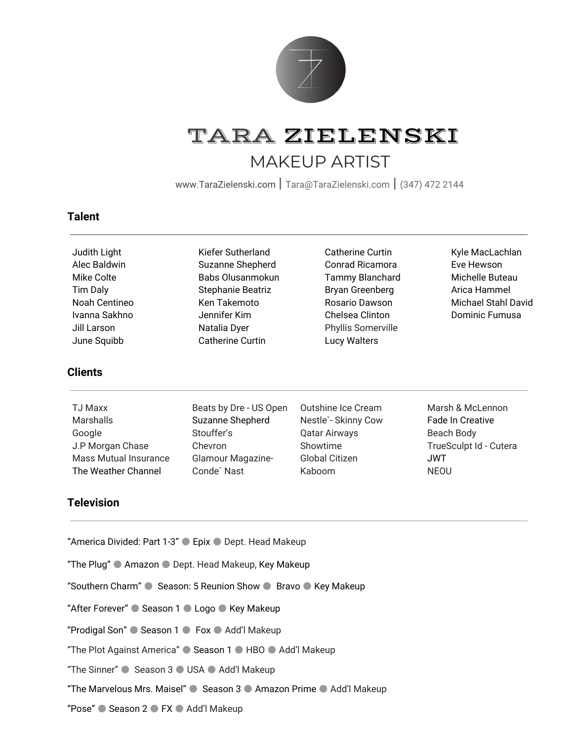# TARA ZIELENSKI

## MAKEUP ARTIST

www.TaraZielenski.com | Tara@TaraZielenski.com | (347) 472 2144

### Talent

- Judith Light
- Alec Baldwin
- Mike Colte
- Tim Daly
- Noah Centineo
- Ivanna Sakhno
- Jill Larson
- June Squibb
- Kiefer Sutherland
- Suzanne Shepherd
- Babs Olusanmokun
- Stephanie Beatriz
- Ken Takemoto
- Jennifer Kim
- Natalia Dyer
- Catherine Curtin
- Catherine Curtin
- Conrad Ricamora
- Tammy Blanchard
- Bryan Greenberg
- Rosario Dawson
- Chelsea Clinton
- Phyllis Somerville
- Lucy Walters
- Kyle MacLachlan
- Eve Hewson
- Michelle Buteau
- Arica Hammel
- Michael Stahl David
- Dominic Fumusa

### Clients

- TJ Maxx
- Marshalls
- Google
- J.P Morgan Chase
- Mass Mutual Insurance
- The Weather Channel
- Beats by Dre - US Open
- Suzanne Shepherd
- Stouffer's
- Chevron
- Glamour Magazine-Conde` Nast
- Outshine Ice Cream
- Nestle`- Skinny Cow
- Qatar Airways
- Showtime
- Global Citizen
- Kaboom
- Marsh & McLennon
- Fade In Creative
- Beach Body
- TrueSculpt Id - Cutera
- JWT
- NEOU

### Television

"America Divided: Part 1-3" ● Epix ● Dept. Head Makeup

"The Plug" ● Amazon ● Dept. Head Makeup, Key Makeup

"Southern Charm" ● Season: 5 Reunion Show ● Bravo ● Key Makeup

"After Forever" ● Season 1 ● Logo ● Key Makeup

"Prodigal Son" ● Season 1 ● Fox ● Add'l Makeup

"The Plot Against America" ● Season 1 ● HBO ● Add'l Makeup

"The Sinner" ● Season 3 ● USA ● Add'l Makeup

"The Marvelous Mrs. Maisel" ● Season 3 ● Amazon Prime ● Add'l Makeup

"Pose" ● Season 2 ● FX ● Add'l Makeup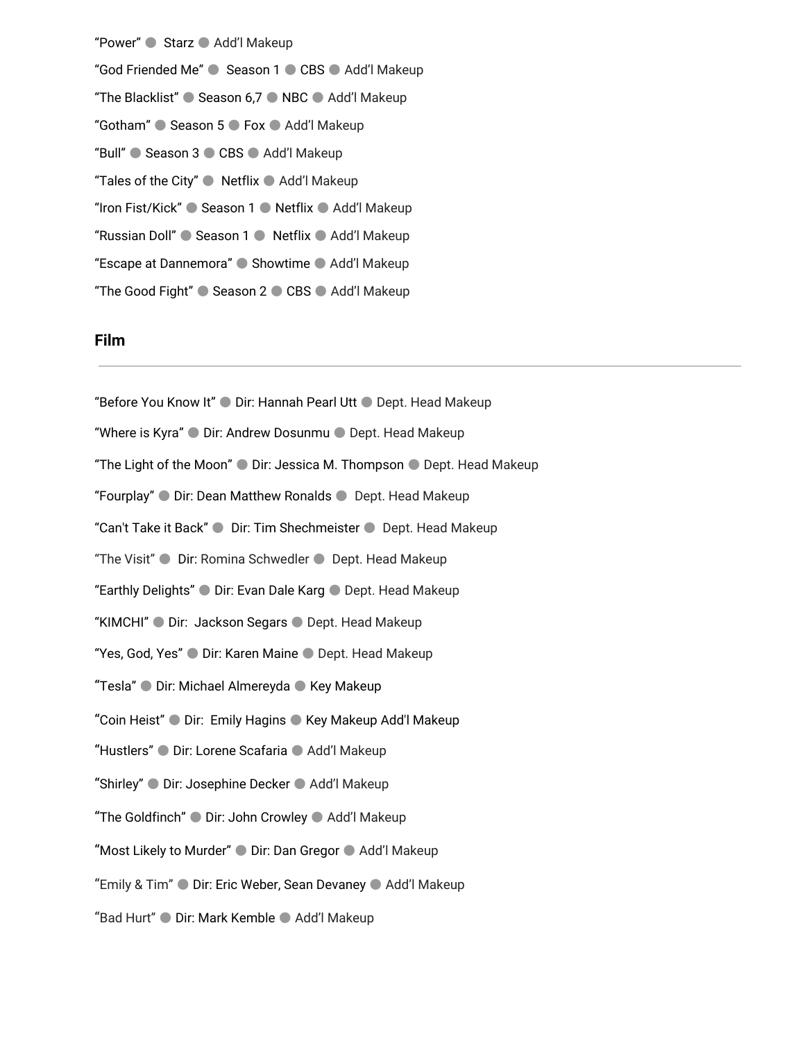"Power" ● Starz ● Add'l Makeup

"God Friended Me" ● Season 1 ● CBS ● Add'l Makeup

"The Blacklist" ● Season 6,7 ● NBC ● Add'l Makeup

"Gotham" ● Season 5 ● Fox ● Add'l Makeup

"Bull" ● Season 3 ● CBS ● Add'l Makeup

"Tales of the City" ● Netflix ● Add'l Makeup

"Iron Fist/Kick" ● Season 1 ● Netflix ● Add'l Makeup

"Russian Doll" ● Season 1 ● Netflix ● Add'l Makeup

"Escape at Dannemora" ● Showtime ● Add'l Makeup

"The Good Fight" ● Season 2 ● CBS ● Add'l Makeup

## Film

---

"Before You Know It" ● Dir: Hannah Pearl Utt ● Dept. Head Makeup

"Where is Kyra" ● Dir: Andrew Dosunmu ● Dept. Head Makeup

"The Light of the Moon" ● Dir: Jessica M. Thompson ● Dept. Head Makeup

"Fourplay" ● Dir: Dean Matthew Ronalds ● Dept. Head Makeup

"Can't Take it Back" ● Dir: Tim Shechmeister ● Dept. Head Makeup

"The Visit" ● Dir: Romina Schwedler ● Dept. Head Makeup

"Earthly Delights" ● Dir: Evan Dale Karg ● Dept. Head Makeup

"KIMCHI" ● Dir: Jackson Segars ● Dept. Head Makeup

"Yes, God, Yes" ● Dir: Karen Maine ● Dept. Head Makeup

"Tesla" ● Dir: Michael Almereyda ● Key Makeup

"Coin Heist" ● Dir: Emily Hagins ● Key Makeup Add'l Makeup

"Hustlers" ● Dir: Lorene Scafaria ● Add'l Makeup

"Shirley" ● Dir: Josephine Decker ● Add'l Makeup

"The Goldfinch" ● Dir: John Crowley ● Add'l Makeup

"Most Likely to Murder" ● Dir: Dan Gregor ● Add'l Makeup

"Emily & Tim" ● Dir: Eric Weber, Sean Devaney ● Add'l Makeup

"Bad Hurt" ● Dir: Mark Kemble ● Add'l Makeup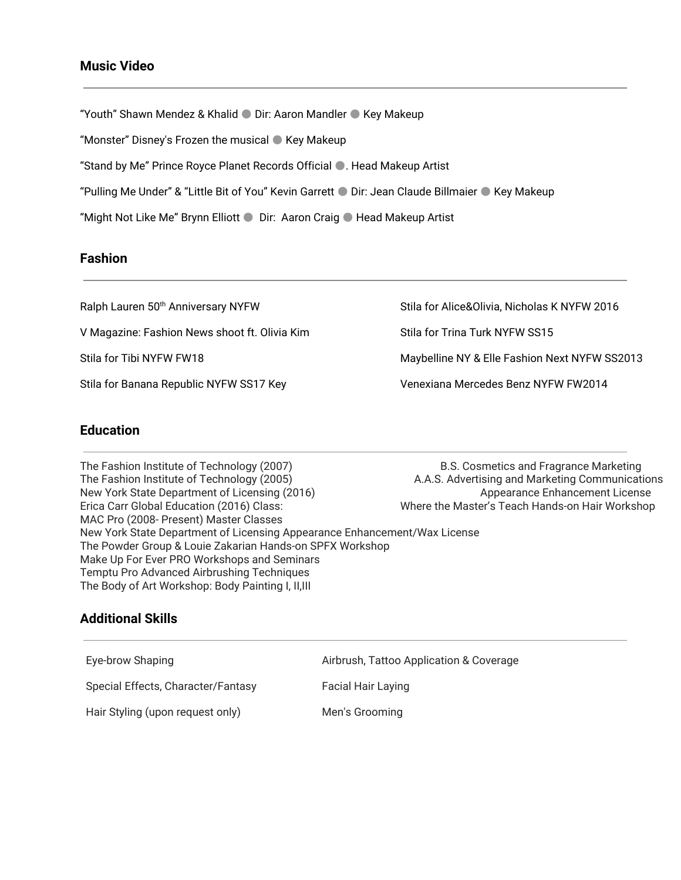## Music Video

"Youth" Shawn Mendez & Khalid ● Dir: Aaron Mandler ● Key Makeup

"Monster" Disney's Frozen the musical ● Key Makeup

"Stand by Me" Prince Royce Planet Records Official ●. Head Makeup Artist

"Pulling Me Under" & "Little Bit of You" Kevin Garrett ● Dir: Jean Claude Billmaier ● Key Makeup

"Might Not Like Me" Brynn Elliott ● Dir: Aaron Craig ● Head Makeup Artist

## Fashion

Ralph Lauren 50th Anniversary NYFW

V Magazine: Fashion News shoot ft. Olivia Kim

Stila for Tibi NYFW FW18

Stila for Banana Republic NYFW SS17 Key

Stila for Alice&Olivia, Nicholas K NYFW 2016

Stila for Trina Turk NYFW SS15

Maybelline NY & Elle Fashion Next NYFW SS2013

Venexiana Mercedes Benz NYFW FW2014

## Education

The Fashion Institute of Technology (2007) B.S. Cosmetics and Fragrance Marketing
The Fashion Institute of Technology (2005) A.A.S. Advertising and Marketing Communications
New York State Department of Licensing (2016) Appearance Enhancement License
Erica Carr Global Education (2016) Class: Where the Master's Teach Hands-on Hair Workshop
MAC Pro (2008- Present) Master Classes
New York State Department of Licensing Appearance Enhancement/Wax License
The Powder Group & Louie Zakarian Hands-on SPFX Workshop
Make Up For Ever PRO Workshops and Seminars
Temptu Pro Advanced Airbrushing Techniques
The Body of Art Workshop: Body Painting I, II,III

## Additional Skills

Eye-brow Shaping

Special Effects, Character/Fantasy

Hair Styling (upon request only)

Airbrush, Tattoo Application & Coverage

Facial Hair Laying

Men's Grooming